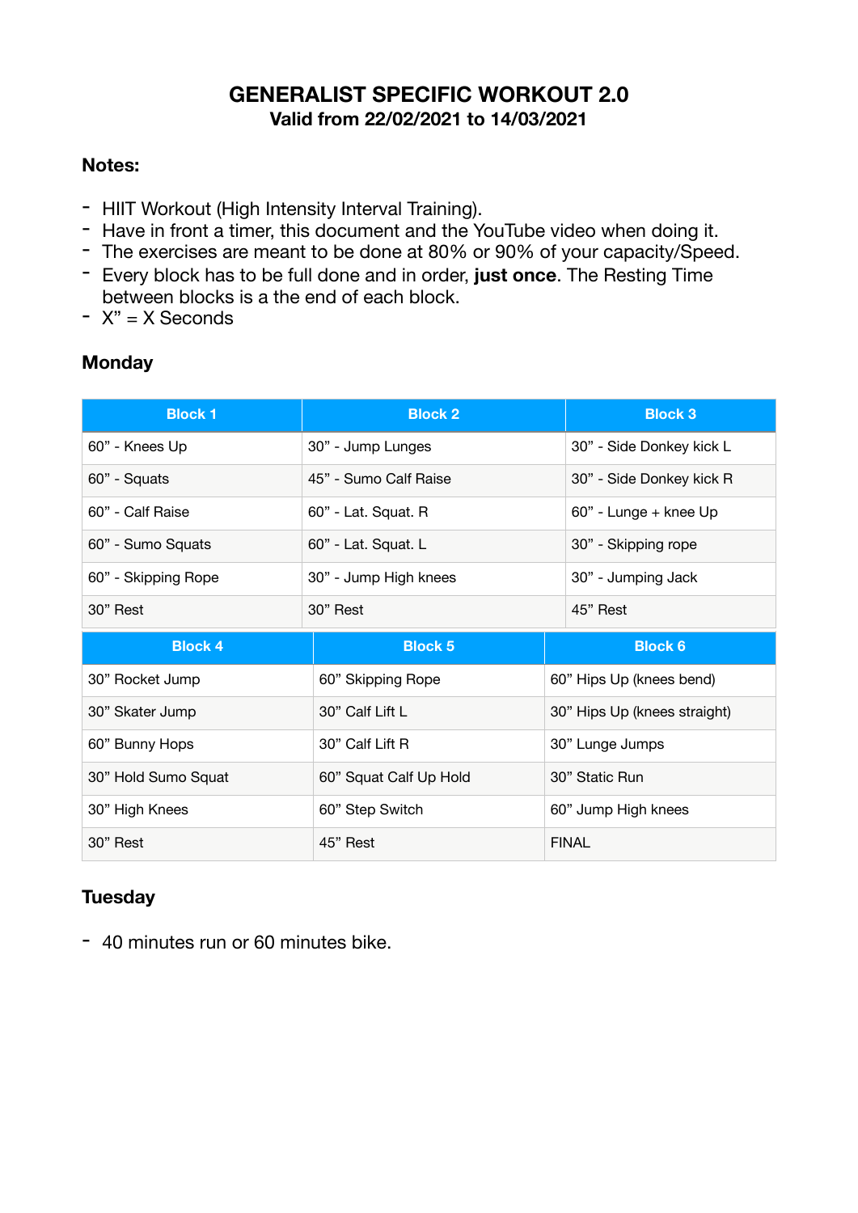# GENERALIST SPECIFIC WORKOUT 2.0

**Valid from 22/02/2021 to 14/03/2021**

## Notes:

- HIIT Workout (High Intensity Interval Training).
- Have in front a timer, this document and the YouTube video when doing it.
- The exercises are meant to be done at 80% or 90% of your capacity/Speed.
- Every block has to be full done and in order, **just once**. The Resting Time between blocks is a the end of each block.
- X" = X Seconds

## Monday

| Block 1 | Block 2 | Block 3 |
|---|---|---|
| 60" - Knees Up | 30" - Jump Lunges | 30" - Side Donkey kick L |
| 60" - Squats | 45" - Sumo Calf Raise | 30" - Side Donkey kick R |
| 60" - Calf Raise | 60" - Lat. Squat. R | 60" - Lunge + knee Up |
| 60" - Sumo Squats | 60" - Lat. Squat. L | 30" - Skipping rope |
| 60" - Skipping Rope | 30" - Jump High knees | 30" - Jumping Jack |
| 30" Rest | 30" Rest | 45" Rest |
| **Block 4** | **Block 5** | **Block 6** |
| 30" Rocket Jump | 60" Skipping Rope | 60" Hips Up (knees bend) |
| 30" Skater Jump | 30" Calf Lift L | 30" Hips Up (knees straight) |
| 60" Bunny Hops | 30" Calf Lift R | 30" Lunge Jumps |
| 30" Hold Sumo Squat | 60" Squat Calf Up Hold | 30" Static Run |
| 30" High Knees | 60" Step Switch | 60" Jump High knees |
| 30" Rest | 45" Rest | FINAL |

## Tuesday

- 40 minutes run or 60 minutes bike.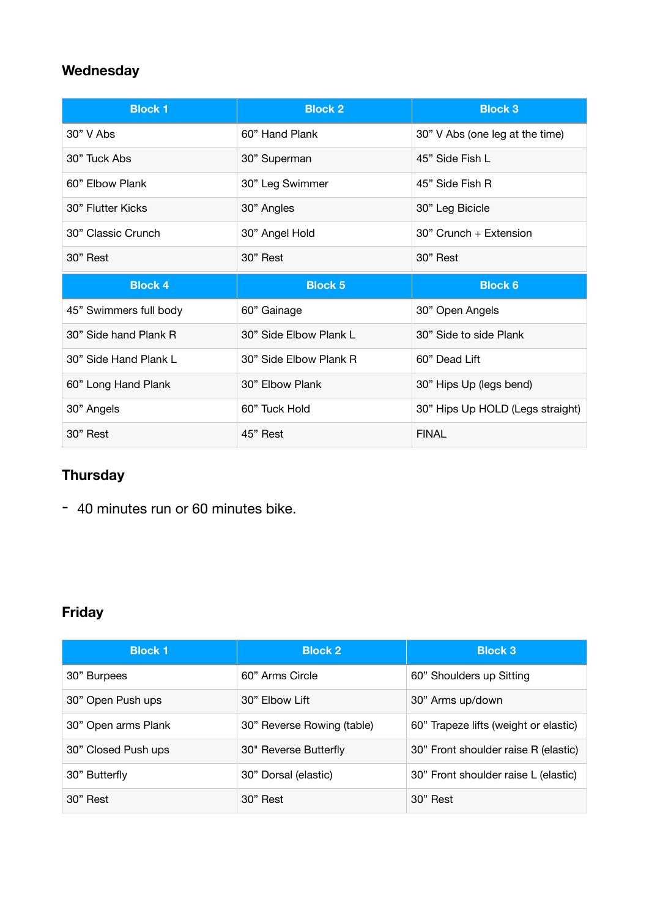## Wednesday

| Block 1 | Block 2 | Block 3 |
|---|---|---|
| 30” V Abs | 60” Hand Plank | 30” V Abs (one leg at the time) |
| 30” Tuck Abs | 30” Superman | 45” Side Fish L |
| 60” Elbow Plank | 30” Leg Swimmer | 45” Side Fish R |
| 30” Flutter Kicks | 30” Angles | 30” Leg Bicicle |
| 30” Classic Crunch | 30” Angel Hold | 30” Crunch + Extension |
| 30” Rest | 30” Rest | 30” Rest |
| **Block 4** | **Block 5** | **Block 6** |
| 45” Swimmers full body | 60” Gainage | 30” Open Angels |
| 30” Side hand Plank R | 30” Side Elbow Plank L | 30” Side to side Plank |
| 30” Side Hand Plank L | 30” Side Elbow Plank R | 60” Dead Lift |
| 60” Long Hand Plank | 30” Elbow Plank | 30” Hips Up (legs bend) |
| 30” Angels | 60” Tuck Hold | 30” Hips Up HOLD (Legs straight) |
| 30” Rest | 45” Rest | FINAL |

## Thursday

- 40 minutes run or 60 minutes bike.

## Friday

| Block 1 | Block 2 | Block 3 |
|---|---|---|
| 30” Burpees | 60” Arms Circle | 60” Shoulders up Sitting |
| 30” Open Push ups | 30” Elbow Lift | 30” Arms up/down |
| 30” Open arms Plank | 30” Reverse Rowing (table) | 60” Trapeze lifts (weight or elastic) |
| 30” Closed Push ups | 30” Reverse Butterfly | 30” Front shoulder raise R (elastic) |
| 30” Butterfly | 30” Dorsal (elastic) | 30” Front shoulder raise L (elastic) |
| 30” Rest | 30” Rest | 30” Rest |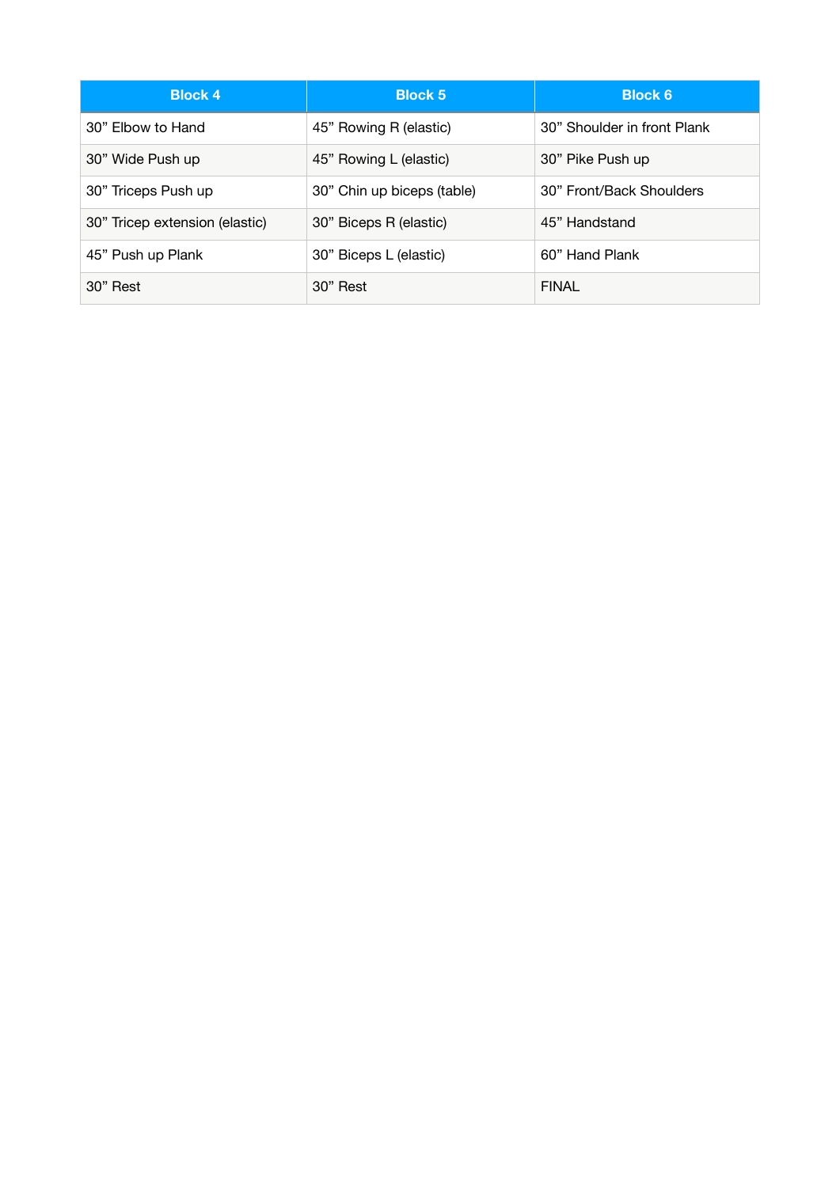| Block 4 | Block 5 | Block 6 |
|---|---|---|
| 30” Elbow to Hand | 45” Rowing R (elastic) | 30” Shoulder in front Plank |
| 30” Wide Push up | 45” Rowing L (elastic) | 30” Pike Push up |
| 30” Triceps Push up | 30” Chin up biceps (table) | 30” Front/Back Shoulders |
| 30” Tricep extension (elastic) | 30” Biceps R (elastic) | 45” Handstand |
| 45” Push up Plank | 30” Biceps L (elastic) | 60” Hand Plank |
| 30” Rest | 30” Rest | FINAL |